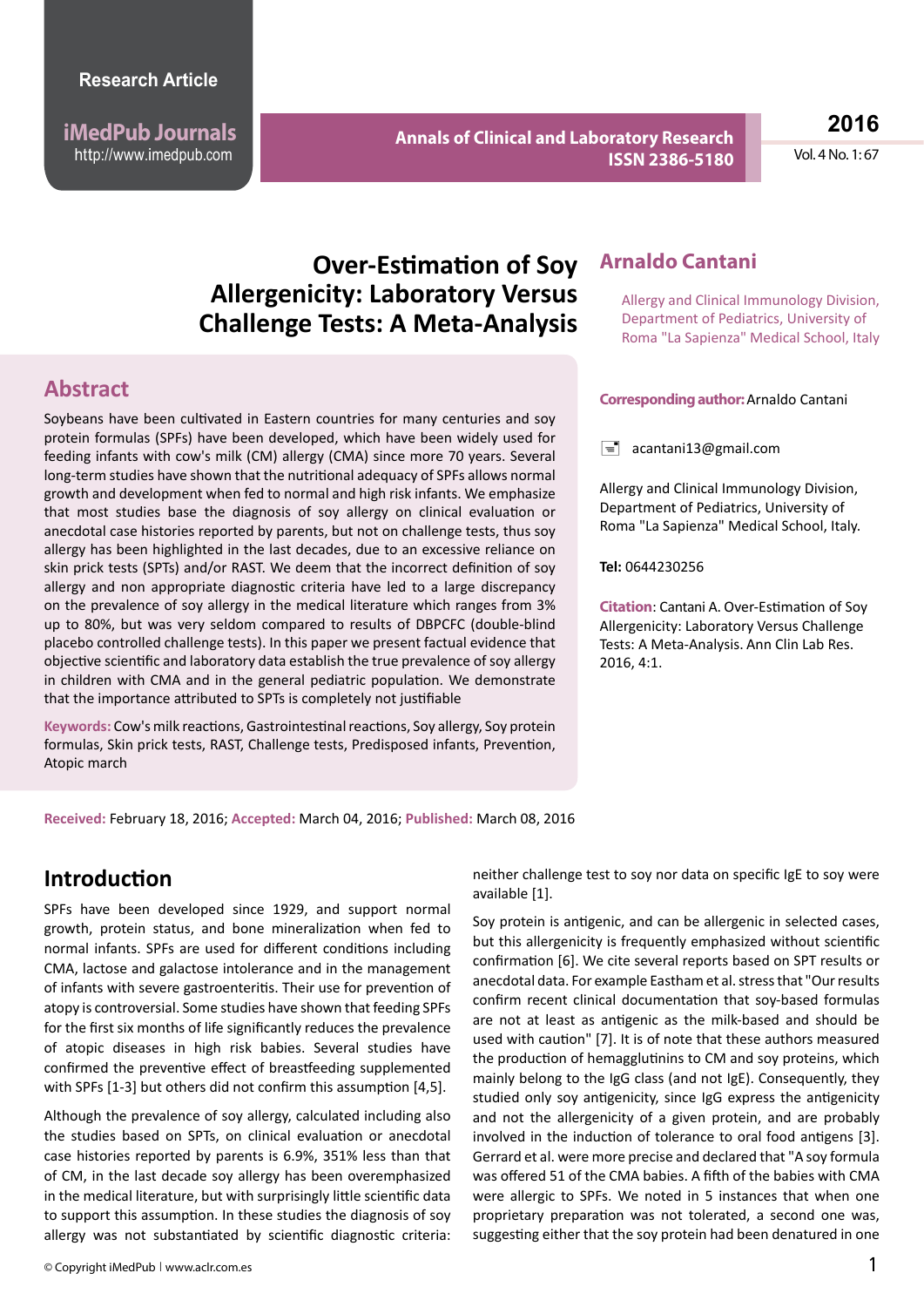Research Article

# Over-Estimation of Soy Allergenicity: Laboratory Versus Challenge Tests: A Meta-Analysis

## Arnaldo Cantani

Allergy and Clinical Immunology Division, Department of Pediatrics, University of Roma "La Sapienza" Medical School, Italy

**Corresponding author:** Arnaldo Cantani

acantani13@gmail.com

Allergy and Clinical Immunology Division, Department of Pediatrics, University of Roma "La Sapienza" Medical School, Italy.

**Tel:** 0644230256

**Citation**: Cantani A. Over-Estimation of Soy Allergenicity: Laboratory Versus Challenge Tests: A Meta-Analysis. Ann Clin Lab Res. 2016, 4:1.

## Abstract

Soybeans have been cultivated in Eastern countries for many centuries and soy protein formulas (SPFs) have been developed, which have been widely used for feeding infants with cow's milk (CM) allergy (CMA) since more 70 years. Several long-term studies have shown that the nutritional adequacy of SPFs allows normal growth and development when fed to normal and high risk infants. We emphasize that most studies base the diagnosis of soy allergy on clinical evaluation or anecdotal case histories reported by parents, but not on challenge tests, thus soy allergy has been highlighted in the last decades, due to an excessive reliance on skin prick tests (SPTs) and/or RAST. We deem that the incorrect definition of soy allergy and non appropriate diagnostic criteria have led to a large discrepancy on the prevalence of soy allergy in the medical literature which ranges from 3% up to 80%, but was very seldom compared to results of DBPCFC (double-blind placebo controlled challenge tests). In this paper we present factual evidence that objective scientific and laboratory data establish the true prevalence of soy allergy in children with CMA and in the general pediatric population. We demonstrate that the importance attributed to SPTs is completely not justifiable

**Keywords:** Cow's milk reactions, Gastrointestinal reactions, Soy allergy, Soy protein formulas, Skin prick tests, RAST, Challenge tests, Predisposed infants, Prevention, Atopic march

**Received:** February 18, 2016; **Accepted:** March 04, 2016; **Published:** March 08, 2016

## Introduction

SPFs have been developed since 1929, and support normal growth, protein status, and bone mineralization when fed to normal infants. SPFs are used for different conditions including CMA, lactose and galactose intolerance and in the management of infants with severe gastroenteritis. Their use for prevention of atopy is controversial. Some studies have shown that feeding SPFs for the first six months of life significantly reduces the prevalence of atopic diseases in high risk babies. Several studies have confirmed the preventive effect of breastfeeding supplemented with SPFs [1-3] but others did not confirm this assumption [4,5].

Although the prevalence of soy allergy, calculated including also the studies based on SPTs, on clinical evaluation or anecdotal case histories reported by parents is 6.9%, 351% less than that of CM, in the last decade soy allergy has been overemphasized in the medical literature, but with surprisingly little scientific data to support this assumption. In these studies the diagnosis of soy allergy was not substantiated by scientific diagnostic criteria: neither challenge test to soy nor data on specific IgE to soy were available [1].

Soy protein is antigenic, and can be allergenic in selected cases, but this allergenicity is frequently emphasized without scientific confirmation [6]. We cite several reports based on SPT results or anecdotal data. For example Eastham et al. stress that "Our results confirm recent clinical documentation that soy-based formulas are not at least as antigenic as the milk-based and should be used with caution" [7]. It is of note that these authors measured the production of hemagglutinins to CM and soy proteins, which mainly belong to the IgG class (and not IgE). Consequently, they studied only soy antigenicity, since IgG express the antigenicity and not the allergenicity of a given protein, and are probably involved in the induction of tolerance to oral food antigens [3]. Gerrard et al. were more precise and declared that "A soy formula was offered 51 of the CMA babies. A fifth of the babies with CMA were allergic to SPFs. We noted in 5 instances that when one proprietary preparation was not tolerated, a second one was, suggesting either that the soy protein had been denatured in one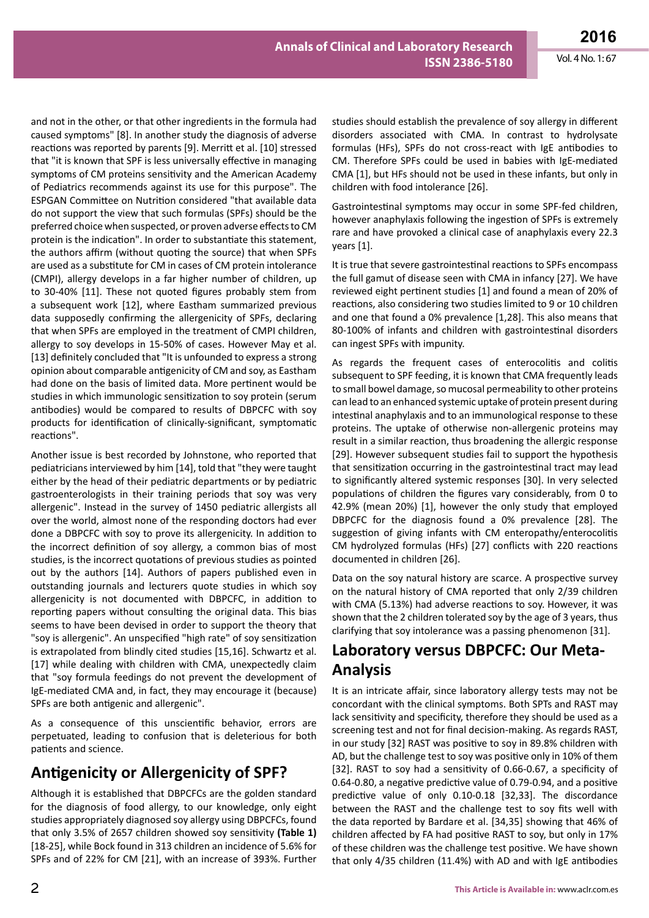and not in the other, or that other ingredients in the formula had caused symptoms" [8]. In another study the diagnosis of adverse reactions was reported by parents [9]. Merritt et al. [10] stressed that "it is known that SPF is less universally effective in managing symptoms of CM proteins sensitivity and the American Academy of Pediatrics recommends against its use for this purpose". The ESPGAN Committee on Nutrition considered "that available data do not support the view that such formulas (SPFs) should be the preferred choice when suspected, or proven adverse effects to CM protein is the indication". In order to substantiate this statement, the authors affirm (without quoting the source) that when SPFs are used as a substitute for CM in cases of CM protein intolerance (CMPI), allergy develops in a far higher number of children, up to 30-40% [11]. These not quoted figures probably stem from a subsequent work [12], where Eastham summarized previous data supposedly confirming the allergenicity of SPFs, declaring that when SPFs are employed in the treatment of CMPI children, allergy to soy develops in 15-50% of cases. However May et al. [13] definitely concluded that "It is unfounded to express a strong opinion about comparable antigenicity of CM and soy, as Eastham had done on the basis of limited data. More pertinent would be studies in which immunologic sensitization to soy protein (serum antibodies) would be compared to results of DBPCFC with soy products for identification of clinically-significant, symptomatic reactions".

Another issue is best recorded by Johnstone, who reported that pediatricians interviewed by him [14], told that "they were taught either by the head of their pediatric departments or by pediatric gastroenterologists in their training periods that soy was very allergenic". Instead in the survey of 1450 pediatric allergists all over the world, almost none of the responding doctors had ever done a DBPCFC with soy to prove its allergenicity. In addition to the incorrect definition of soy allergy, a common bias of most studies, is the incorrect quotations of previous studies as pointed out by the authors [14]. Authors of papers published even in outstanding journals and lecturers quote studies in which soy allergenicity is not documented with DBPCFC, in addition to reporting papers without consulting the original data. This bias seems to have been devised in order to support the theory that "soy is allergenic". An unspecified "high rate" of soy sensitization is extrapolated from blindly cited studies [15,16]. Schwartz et al. [17] while dealing with children with CMA, unexpectedly claim that "soy formula feedings do not prevent the development of IgE-mediated CMA and, in fact, they may encourage it (because) SPFs are both antigenic and allergenic".

As a consequence of this unscientific behavior, errors are perpetuated, leading to confusion that is deleterious for both patients and science.

## Antigenicity or Allergenicity of SPF?

Although it is established that DBPCFCs are the golden standard for the diagnosis of food allergy, to our knowledge, only eight studies appropriately diagnosed soy allergy using DBPCFCs, found that only 3.5% of 2657 children showed soy sensitivity **(Table 1)** [18-25], while Bock found in 313 children an incidence of 5.6% for SPFs and of 22% for CM [21], with an increase of 393%. Further studies should establish the prevalence of soy allergy in different disorders associated with CMA. In contrast to hydrolysate formulas (HFs), SPFs do not cross-react with IgE antibodies to CM. Therefore SPFs could be used in babies with IgE-mediated CMA [1], but HFs should not be used in these infants, but only in children with food intolerance [26].

Gastrointestinal symptoms may occur in some SPF-fed children, however anaphylaxis following the ingestion of SPFs is extremely rare and have provoked a clinical case of anaphylaxis every 22.3 years [1].

It is true that severe gastrointestinal reactions to SPFs encompass the full gamut of disease seen with CMA in infancy [27]. We have reviewed eight pertinent studies [1] and found a mean of 20% of reactions, also considering two studies limited to 9 or 10 children and one that found a 0% prevalence [1,28]. This also means that 80-100% of infants and children with gastrointestinal disorders can ingest SPFs with impunity.

As regards the frequent cases of enterocolitis and colitis subsequent to SPF feeding, it is known that CMA frequently leads to small bowel damage, so mucosal permeability to other proteins can lead to an enhanced systemic uptake of protein present during intestinal anaphylaxis and to an immunological response to these proteins. The uptake of otherwise non-allergenic proteins may result in a similar reaction, thus broadening the allergic response [29]. However subsequent studies fail to support the hypothesis that sensitization occurring in the gastrointestinal tract may lead to significantly altered systemic responses [30]. In very selected populations of children the figures vary considerably, from 0 to 42.9% (mean 20%) [1], however the only study that employed DBPCFC for the diagnosis found a 0% prevalence [28]. The suggestion of giving infants with CM enteropathy/enterocolitis CM hydrolyzed formulas (HFs) [27] conflicts with 220 reactions documented in children [26].

Data on the soy natural history are scarce. A prospective survey on the natural history of CMA reported that only 2/39 children with CMA (5.13%) had adverse reactions to soy. However, it was shown that the 2 children tolerated soy by the age of 3 years, thus clarifying that soy intolerance was a passing phenomenon [31].

## Laboratory versus DBPCFC: Our Meta-Analysis

It is an intricate affair, since laboratory allergy tests may not be concordant with the clinical symptoms. Both SPTs and RAST may lack sensitivity and specificity, therefore they should be used as a screening test and not for final decision-making. As regards RAST, in our study [32] RAST was positive to soy in 89.8% children with AD, but the challenge test to soy was positive only in 10% of them [32]. RAST to soy had a sensitivity of 0.66-0.67, a specificity of 0.64-0.80, a negative predictive value of 0.79-0.94, and a positive predictive value of only 0.10-0.18 [32,33]. The discordance between the RAST and the challenge test to soy fits well with the data reported by Bardare et al. [34,35] showing that 46% of children affected by FA had positive RAST to soy, but only in 17% of these children was the challenge test positive. We have shown that only 4/35 children (11.4%) with AD and with IgE antibodies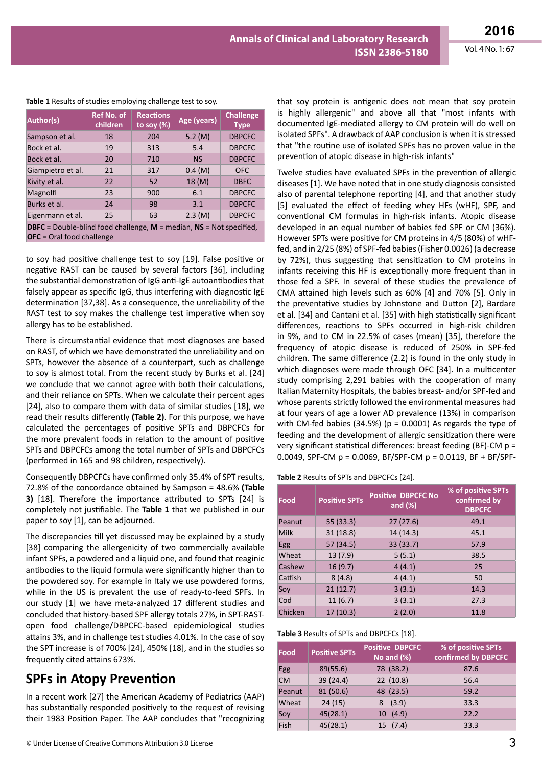**Table 1** Results of studies employing challenge test to soy.

| Author(s) | Ref No. of children | Reactions to soy (%) | Age (years) | Challenge Type |
|---|---|---|---|---|
| Sampson et al. | 18 | 204 | 5.2 (M) | DBPCFC |
| Bock et al. | 19 | 313 | 5.4 | DBPCFC |
| Bock et al. | 20 | 710 | NS | DBPCFC |
| Giampietro et al. | 21 | 317 | 0.4 (M) | OFC |
| Kivity et al. | 22 | 52 | 18 (M) | DBFC |
| Magnolfi | 23 | 900 | 6.1 | DBPCFC |
| Burks et al. | 24 | 98 | 3.1 | DBPCFC |
| Eigenmann et al. | 25 | 63 | 2.3 (M) | DBPCFC |

**DBFC** = Double-blind food challenge, **M** = median, **NS** = Not specified, **OFC** = Oral food challenge

to soy had positive challenge test to soy [19]. False positive or negative RAST can be caused by several factors [36], including the substantial demonstration of IgG anti-IgE autoantibodies that falsely appear as specific IgG, thus interfering with diagnostic IgE determination [37,38]. As a consequence, the unreliability of the RAST test to soy makes the challenge test imperative when soy allergy has to be established.

There is circumstantial evidence that most diagnoses are based on RAST, of which we have demonstrated the unreliability and on SPTs, however the absence of a counterpart, such as challenge to soy is almost total. From the recent study by Burks et al. [24] we conclude that we cannot agree with both their calculations, and their reliance on SPTs. When we calculate their percent ages [24], also to compare them with data of similar studies [18], we read their results differently **(Table 2)**. For this purpose, we have calculated the percentages of positive SPTs and DBPCFCs for the more prevalent foods in relation to the amount of positive SPTs and DBPCFCs among the total number of SPTs and DBPCFCs (performed in 165 and 98 children, respectively).

Consequently DBPCFCs have confirmed only 35.4% of SPT results, 72.8% of the concordance obtained by Sampson = 48.6% **(Table 3)** [18]. Therefore the importance attributed to SPTs [24] is completely not justifiable. The **Table 1** that we published in our paper to soy [1], can be adjourned.

The discrepancies till yet discussed may be explained by a study [38] comparing the allergenicity of two commercially available infant SPFs, a powdered and a liquid one, and found that reaginic antibodies to the liquid formula were significantly higher than to the powdered soy. For example in Italy we use powdered forms, while in the US is prevalent the use of ready-to-feed SPFs. In our study [1] we have meta-analyzed 17 different studies and concluded that history-based SPF allergy totals 27%, in SPT-RAST-open food challenge/DBPCFC-based epidemiological studies attains 3%, and in challenge test studies 4.01%. In the case of soy the SPT increase is of 700% [24], 450% [18], and in the studies so frequently cited attains 673%.

## SPFs in Atopy Prevention

In a recent work [27] the American Academy of Pediatrics (AAP) has substantially responded positively to the request of revising their 1983 Position Paper. The AAP concludes that "recognizing that soy protein is antigenic does not mean that soy protein is highly allergenic" and above all that "most infants with documented IgE-mediated allergy to CM protein will do well on isolated SPFs". A drawback of AAP conclusion is when it is stressed that "the routine use of isolated SPFs has no proven value in the prevention of atopic disease in high-risk infants"

Twelve studies have evaluated SPFs in the prevention of allergic diseases [1]. We have noted that in one study diagnosis consisted also of parental telephone reporting [4], and that another study [5] evaluated the effect of feeding whey HFs (wHF), SPF, and conventional CM formulas in high-risk infants. Atopic disease developed in an equal number of babies fed SPF or CM (36%). However SPTs were positive for CM proteins in 4/5 (80%) of wHF-fed, and in 2/25 (8%) of SPF-fed babies (Fisher 0.0026) (a decrease by 72%), thus suggesting that sensitization to CM proteins in infants receiving this HF is exceptionally more frequent than in those fed a SPF. In several of these studies the prevalence of CMA attained high levels such as 60% [4] and 70% [5]. Only in the preventative studies by Johnstone and Dutton [2], Bardare et al. [34] and Cantani et al. [35] with high statistically significant differences, reactions to SPFs occurred in high-risk children in 9%, and to CM in 22.5% of cases (mean) [35], therefore the frequency of atopic disease is reduced of 250% in SPF-fed children. The same difference (2.2) is found in the only study in which diagnoses were made through OFC [34]. In a multicenter study comprising 2,291 babies with the cooperation of many Italian Maternity Hospitals, the babies breast- and/or SPF-fed and whose parents strictly followed the environmental measures had at four years of age a lower AD prevalence (13%) in comparison with CM-fed babies (34.5%) (p = 0.0001) As regards the type of feeding and the development of allergic sensitization there were very significant statistical differences: breast feeding (BF)-CM p = 0.0049, SPF-CM p = 0.0069, BF/SPF-CM p = 0.0119, BF + BF/SPF-

**Table 2** Results of SPTs and DBPCFCs [24].

| Food | Positive SPTs | Positive DBPCFC No and (%) | % of positive SPTs confirmed by DBPCFC |
|---|---|---|---|
| Peanut | 55 (33.3) | 27 (27.6) | 49.1 |
| Milk | 31 (18.8) | 14 (14.3) | 45.1 |
| Egg | 57 (34.5) | 33 (33.7) | 57.9 |
| Wheat | 13 (7.9) | 5 (5.1) | 38.5 |
| Cashew | 16 (9.7) | 4 (4.1) | 25 |
| Catfish | 8 (4.8) | 4 (4.1) | 50 |
| Soy | 21 (12.7) | 3 (3.1) | 14.3 |
| Cod | 11 (6.7) | 3 (3.1) | 27.3 |
| Chicken | 17 (10.3) | 2 (2.0) | 11.8 |

**Table 3** Results of SPTs and DBPCFCs [18].

| Food | Positive SPTs | Positive DBPCFC No and (%) | % of positive SPTs confirmed by DBPCFC |
|---|---|---|---|
| Egg | 89(55.6) | 78 (38.2) | 87.6 |
| CM | 39 (24.4) | 22 (10.8) | 56.4 |
| Peanut | 81 (50.6) | 48 (23.5) | 59.2 |
| Wheat | 24 (15) | 8 (3.9) | 33.3 |
| Soy | 45(28.1) | 10 (4.9) | 22.2 |
| Fish | 45(28.1) | 15 (7.4) | 33.3 |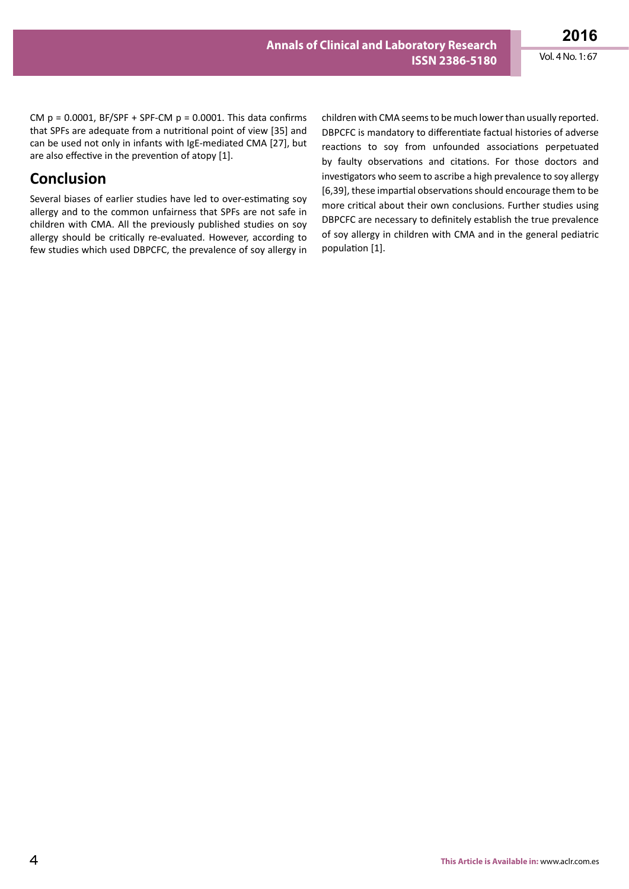CM $p = 0.0001$, BF/SPF + SPF-CM $p = 0.0001$. This data confirms that SPFs are adequate from a nutritional point of view [35] and can be used not only in infants with IgE-mediated CMA [27], but are also effective in the prevention of atopy [1].

## Conclusion

Several biases of earlier studies have led to over-estimating soy allergy and to the common unfairness that SPFs are not safe in children with CMA. All the previously published studies on soy allergy should be critically re-evaluated. However, according to few studies which used DBPCFC, the prevalence of soy allergy in children with CMA seems to be much lower than usually reported. DBPCFC is mandatory to differentiate factual histories of adverse reactions to soy from unfounded associations perpetuated by faulty observations and citations. For those doctors and investigators who seem to ascribe a high prevalence to soy allergy [6,39], these impartial observations should encourage them to be more critical about their own conclusions. Further studies using DBPCFC are necessary to definitely establish the true prevalence of soy allergy in children with CMA and in the general pediatric population [1].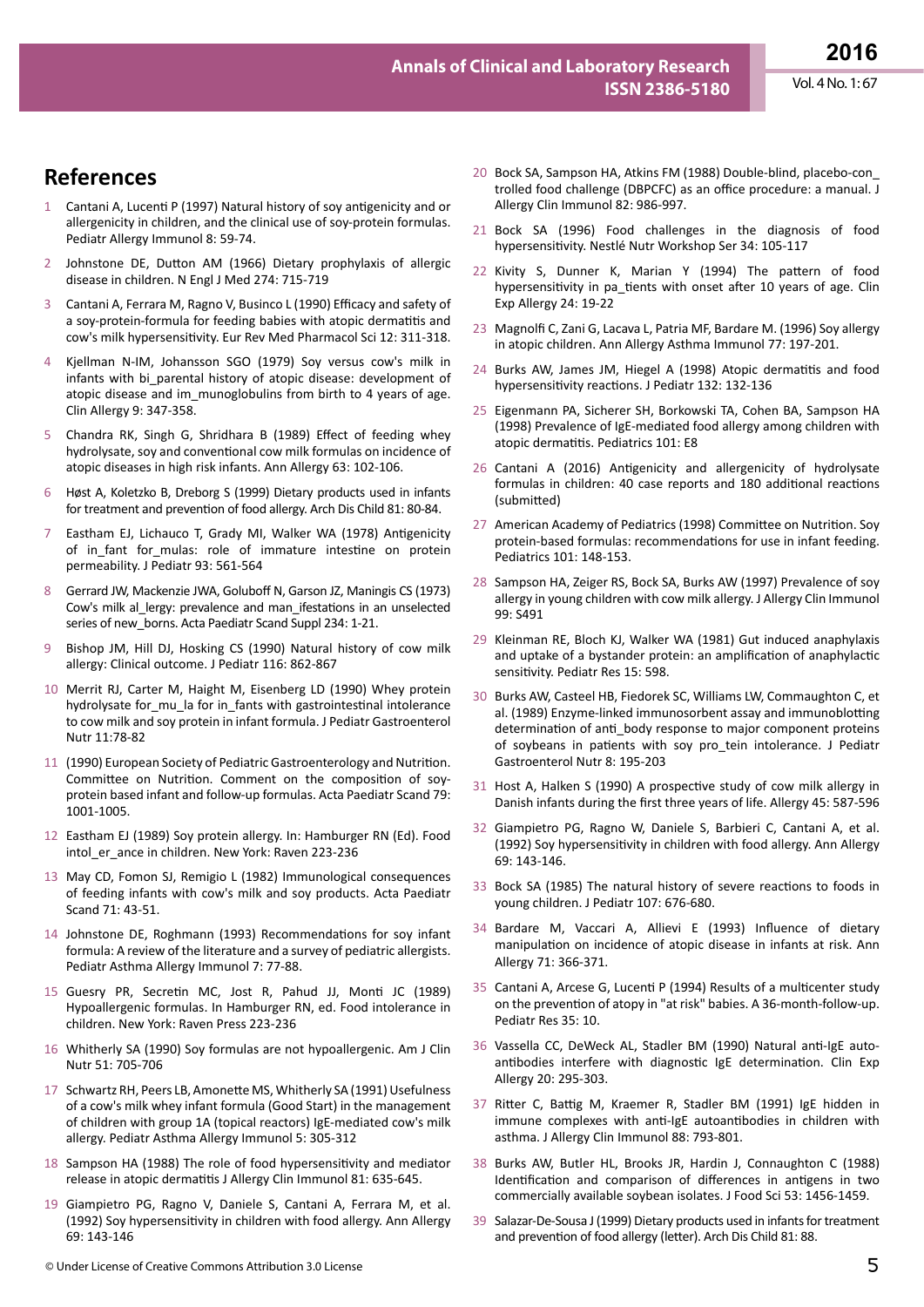## References

1. Cantani A, Lucenti P (1997) Natural history of soy antigenicity and or allergenicity in children, and the clinical use of soy-protein formulas. Pediatr Allergy Immunol 8: 59-74.

2. Johnstone DE, Dutton AM (1966) Dietary prophylaxis of allergic disease in children. N Engl J Med 274: 715-719

3. Cantani A, Ferrara M, Ragno V, Businco L (1990) Efficacy and safety of a soy-protein-formula for feeding babies with atopic dermatitis and cow's milk hypersensitivity. Eur Rev Med Pharmacol Sci 12: 311-318.

4. Kjellman N-IM, Johansson SGO (1979) Soy versus cow's milk in infants with bi_parental history of atopic disease: development of atopic disease and im_munoglobulins from birth to 4 years of age. Clin Allergy 9: 347-358.

5. Chandra RK, Singh G, Shridhara B (1989) Effect of feeding whey hydrolysate, soy and conventional cow milk formulas on incidence of atopic diseases in high risk infants. Ann Allergy 63: 102-106.

6. Høst A, Koletzko B, Dreborg S (1999) Dietary products used in infants for treatment and prevention of food allergy. Arch Dis Child 81: 80-84.

7. Eastham EJ, Lichauco T, Grady MI, Walker WA (1978) Antigenicity of in_fant for_mulas: role of immature intestine on protein permeability. J Pediatr 93: 561-564

8. Gerrard JW, Mackenzie JWA, Goluboff N, Garson JZ, Maningis CS (1973) Cow's milk al_lergy: prevalence and man_ifestations in an unselected series of new_borns. Acta Paediatr Scand Suppl 234: 1-21.

9. Bishop JM, Hill DJ, Hosking CS (1990) Natural history of cow milk allergy: Clinical outcome. J Pediatr 116: 862-867

10. Merrit RJ, Carter M, Haight M, Eisenberg LD (1990) Whey protein hydrolysate for_mu_la for in_fants with gastrointestinal intolerance to cow milk and soy protein in infant formula. J Pediatr Gastroenterol Nutr 11:78-82

11. (1990) European Society of Pediatric Gastroenterology and Nutrition. Committee on Nutrition. Comment on the composition of soy-protein based infant and follow-up formulas. Acta Paediatr Scand 79: 1001-1005.

12. Eastham EJ (1989) Soy protein allergy. In: Hamburger RN (Ed). Food intol_er_ance in children. New York: Raven 223-236

13. May CD, Fomon SJ, Remigio L (1982) Immunological consequences of feeding infants with cow's milk and soy products. Acta Paediatr Scand 71: 43-51.

14. Johnstone DE, Roghmann (1993) Recommendations for soy infant formula: A review of the literature and a survey of pediatric allergists. Pediatr Asthma Allergy Immunol 7: 77-88.

15. Guesry PR, Secretin MC, Jost R, Pahud JJ, Monti JC (1989) Hypoallergenic formulas. In Hamburger RN, ed. Food intolerance in children. New York: Raven Press 223-236

16. Whitherly SA (1990) Soy formulas are not hypoallergenic. Am J Clin Nutr 51: 705-706

17. Schwartz RH, Peers LB, Amonette MS, Whitherly SA (1991) Usefulness of a cow's milk whey infant formula (Good Start) in the management of children with group 1A (topical reactors) IgE-mediated cow's milk allergy. Pediatr Asthma Allergy Immunol 5: 305-312

18. Sampson HA (1988) The role of food hypersensitivity and mediator release in atopic dermatitis J Allergy Clin Immunol 81: 635-645.

19. Giampietro PG, Ragno V, Daniele S, Cantani A, Ferrara M, et al. (1992) Soy hypersensitivity in children with food allergy. Ann Allergy 69: 143-146

20. Bock SA, Sampson HA, Atkins FM (1988) Double-blind, placebo-con_trolled food challenge (DBPCFC) as an office procedure: a manual. J Allergy Clin Immunol 82: 986-997.

21. Bock SA (1996) Food challenges in the diagnosis of food hypersensitivity. Nestlé Nutr Workshop Ser 34: 105-117

22. Kivity S, Dunner K, Marian Y (1994) The pattern of food hypersensitivity in pa_tients with onset after 10 years of age. Clin Exp Allergy 24: 19-22

23. Magnolfi C, Zani G, Lacava L, Patria MF, Bardare M. (1996) Soy allergy in atopic children. Ann Allergy Asthma Immunol 77: 197-201.

24. Burks AW, James JM, Hiegel A (1998) Atopic dermatitis and food hypersensitivity reactions. J Pediatr 132: 132-136

25. Eigenmann PA, Sicherer SH, Borkowski TA, Cohen BA, Sampson HA (1998) Prevalence of IgE-mediated food allergy among children with atopic dermatitis. Pediatrics 101: E8

26. Cantani A (2016) Antigenicity and allergenicity of hydrolysate formulas in children: 40 case reports and 180 additional reactions (submitted)

27. American Academy of Pediatrics (1998) Committee on Nutrition. Soy protein-based formulas: recommendations for use in infant feeding. Pediatrics 101: 148-153.

28. Sampson HA, Zeiger RS, Bock SA, Burks AW (1997) Prevalence of soy allergy in young children with cow milk allergy. J Allergy Clin Immunol 99: S491

29. Kleinman RE, Bloch KJ, Walker WA (1981) Gut induced anaphylaxis and uptake of a bystander protein: an amplification of anaphylactic sensitivity. Pediatr Res 15: 598.

30. Burks AW, Casteel HB, Fiedorek SC, Williams LW, Commaughton C, et al. (1989) Enzyme-linked immunosorbent assay and immunoblotting determination of anti_body response to major component proteins of soybeans in patients with soy pro_tein intolerance. J Pediatr Gastroenterol Nutr 8: 195-203

31. Host A, Halken S (1990) A prospective study of cow milk allergy in Danish infants during the first three years of life. Allergy 45: 587-596

32. Giampietro PG, Ragno W, Daniele S, Barbieri C, Cantani A, et al. (1992) Soy hypersensitivity in children with food allergy. Ann Allergy 69: 143-146.

33. Bock SA (1985) The natural history of severe reactions to foods in young children. J Pediatr 107: 676-680.

34. Bardare M, Vaccari A, Allievi E (1993) Influence of dietary manipulation on incidence of atopic disease in infants at risk. Ann Allergy 71: 366-371.

35. Cantani A, Arcese G, Lucenti P (1994) Results of a multicenter study on the prevention of atopy in "at risk" babies. A 36-month-follow-up. Pediatr Res 35: 10.

36. Vassella CC, DeWeck AL, Stadler BM (1990) Natural anti-IgE auto-antibodies interfere with diagnostic IgE determination. Clin Exp Allergy 20: 295-303.

37. Ritter C, Battig M, Kraemer R, Stadler BM (1991) IgE hidden in immune complexes with anti-IgE autoantibodies in children with asthma. J Allergy Clin Immunol 88: 793-801.

38. Burks AW, Butler HL, Brooks JR, Hardin J, Connaughton C (1988) Identification and comparison of differences in antigens in two commercially available soybean isolates. J Food Sci 53: 1456-1459.

39. Salazar-De-Sousa J (1999) Dietary products used in infants for treatment and prevention of food allergy (letter). Arch Dis Child 81: 88.

© Under License of Creative Commons Attribution 3.0 License